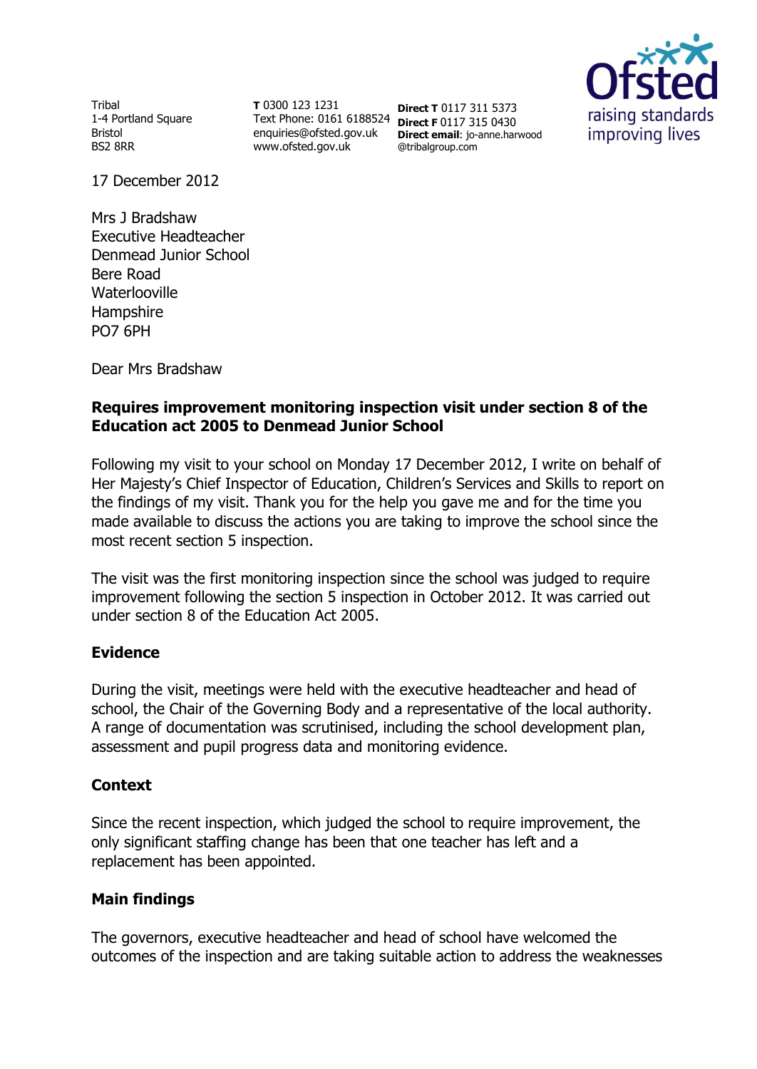Tribal
1-4 Portland Square
Bristol
BS2 8RR

**T** 0300 123 1231
Text Phone: 0161 6188524
enquiries@ofsted.gov.uk
www.ofsted.gov.uk

**Direct T** 0117 311 5373
**Direct F** 0117 315 0430
**Direct email**: jo-anne.harwood@tribalgroup.com

Ofsted raising standards improving lives

17 December 2012

Mrs J Bradshaw
Executive Headteacher
Denmead Junior School
Bere Road
Waterlooville
Hampshire
PO7 6PH

Dear Mrs Bradshaw

**Requires improvement monitoring inspection visit under section 8 of the Education act 2005 to Denmead Junior School**

Following my visit to your school on Monday 17 December 2012, I write on behalf of Her Majesty's Chief Inspector of Education, Children's Services and Skills to report on the findings of my visit. Thank you for the help you gave me and for the time you made available to discuss the actions you are taking to improve the school since the most recent section 5 inspection.

The visit was the first monitoring inspection since the school was judged to require improvement following the section 5 inspection in October 2012. It was carried out under section 8 of the Education Act 2005.

## Evidence

During the visit, meetings were held with the executive headteacher and head of school, the Chair of the Governing Body and a representative of the local authority. A range of documentation was scrutinised, including the school development plan, assessment and pupil progress data and monitoring evidence.

## Context

Since the recent inspection, which judged the school to require improvement, the only significant staffing change has been that one teacher has left and a replacement has been appointed.

## Main findings

The governors, executive headteacher and head of school have welcomed the outcomes of the inspection and are taking suitable action to address the weaknesses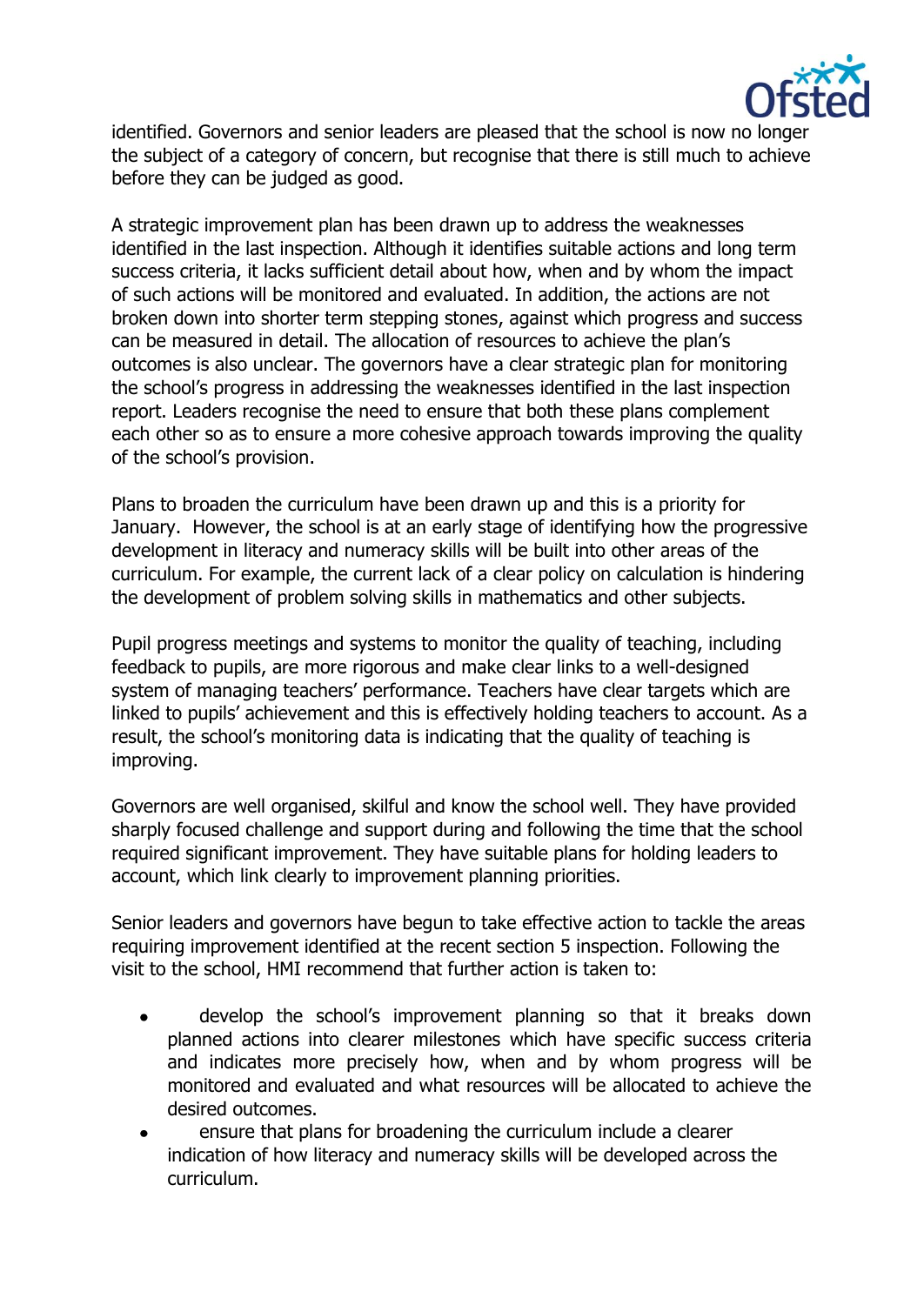identified. Governors and senior leaders are pleased that the school is now no longer the subject of a category of concern, but recognise that there is still much to achieve before they can be judged as good.

A strategic improvement plan has been drawn up to address the weaknesses identified in the last inspection. Although it identifies suitable actions and long term success criteria, it lacks sufficient detail about how, when and by whom the impact of such actions will be monitored and evaluated. In addition, the actions are not broken down into shorter term stepping stones, against which progress and success can be measured in detail. The allocation of resources to achieve the plan's outcomes is also unclear. The governors have a clear strategic plan for monitoring the school's progress in addressing the weaknesses identified in the last inspection report. Leaders recognise the need to ensure that both these plans complement each other so as to ensure a more cohesive approach towards improving the quality of the school's provision.

Plans to broaden the curriculum have been drawn up and this is a priority for January. However, the school is at an early stage of identifying how the progressive development in literacy and numeracy skills will be built into other areas of the curriculum. For example, the current lack of a clear policy on calculation is hindering the development of problem solving skills in mathematics and other subjects.

Pupil progress meetings and systems to monitor the quality of teaching, including feedback to pupils, are more rigorous and make clear links to a well-designed system of managing teachers' performance. Teachers have clear targets which are linked to pupils' achievement and this is effectively holding teachers to account. As a result, the school's monitoring data is indicating that the quality of teaching is improving.

Governors are well organised, skilful and know the school well. They have provided sharply focused challenge and support during and following the time that the school required significant improvement. They have suitable plans for holding leaders to account, which link clearly to improvement planning priorities.

Senior leaders and governors have begun to take effective action to tackle the areas requiring improvement identified at the recent section 5 inspection. Following the visit to the school, HMI recommend that further action is taken to:

- develop the school's improvement planning so that it breaks down planned actions into clearer milestones which have specific success criteria and indicates more precisely how, when and by whom progress will be monitored and evaluated and what resources will be allocated to achieve the desired outcomes.
- ensure that plans for broadening the curriculum include a clearer indication of how literacy and numeracy skills will be developed across the curriculum.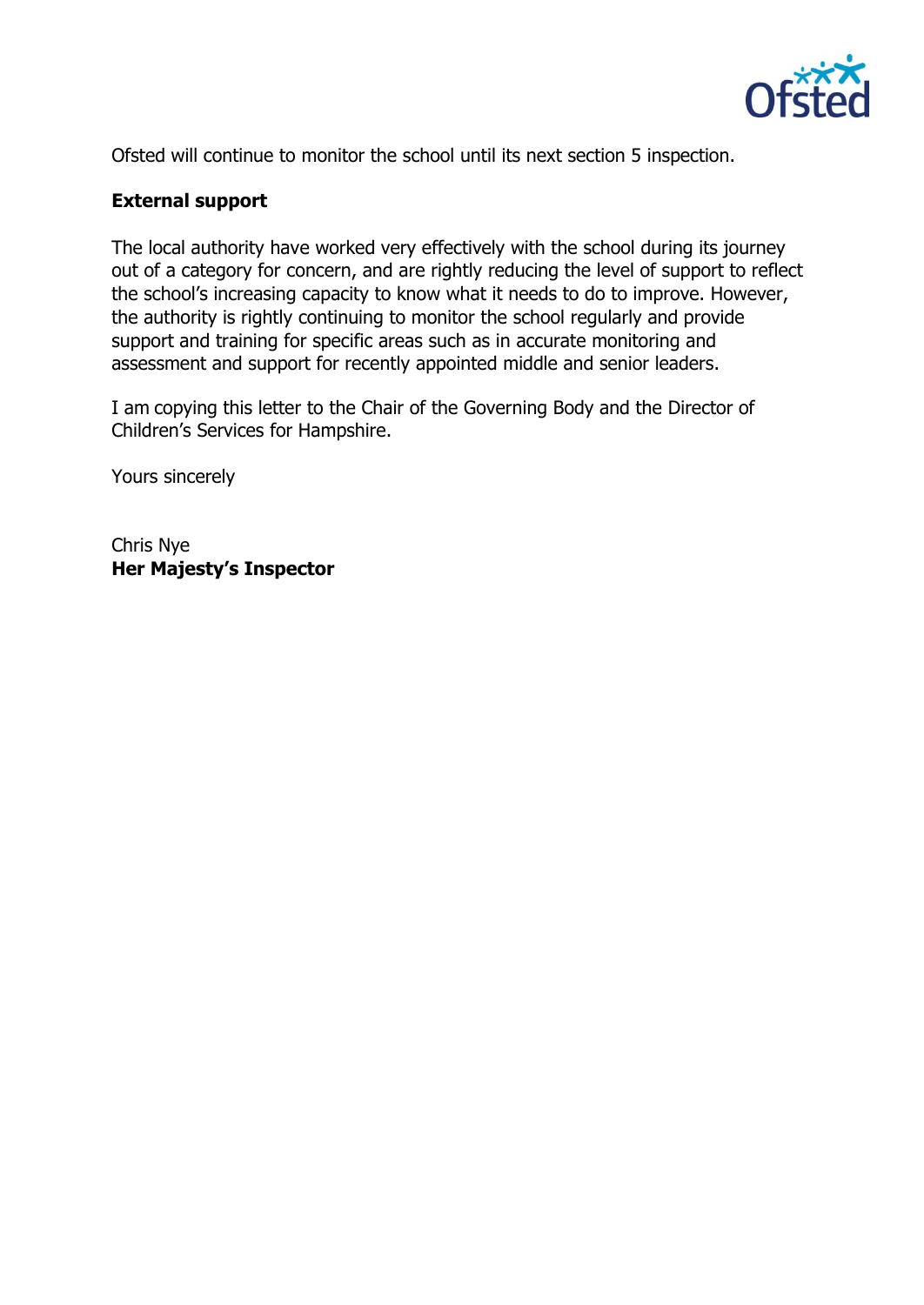Ofsted will continue to monitor the school until its next section 5 inspection.

**External support**

The local authority have worked very effectively with the school during its journey out of a category for concern, and are rightly reducing the level of support to reflect the school's increasing capacity to know what it needs to do to improve. However, the authority is rightly continuing to monitor the school regularly and provide support and training for specific areas such as in accurate monitoring and assessment and support for recently appointed middle and senior leaders.

I am copying this letter to the Chair of the Governing Body and the Director of Children's Services for Hampshire.

Yours sincerely

Chris Nye
**Her Majesty's Inspector**